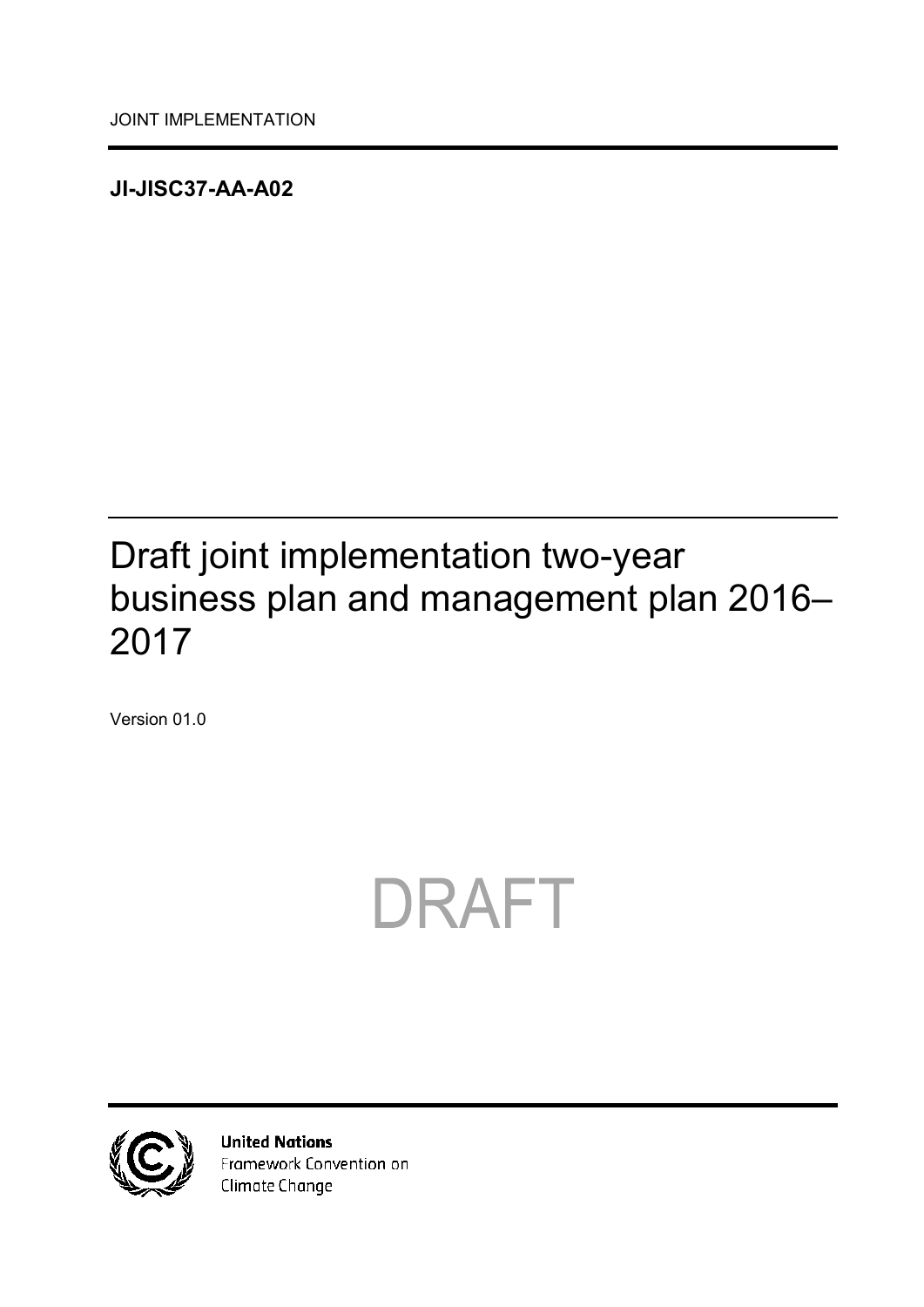JOINT IMPLEMENTATION

**JI-JISC37-AA-A02**

# Draft joint implementation two-year business plan and management plan 2016–2017

Version 01.0

DRAFT

**United Nations**
Framework Convention on
Climate Change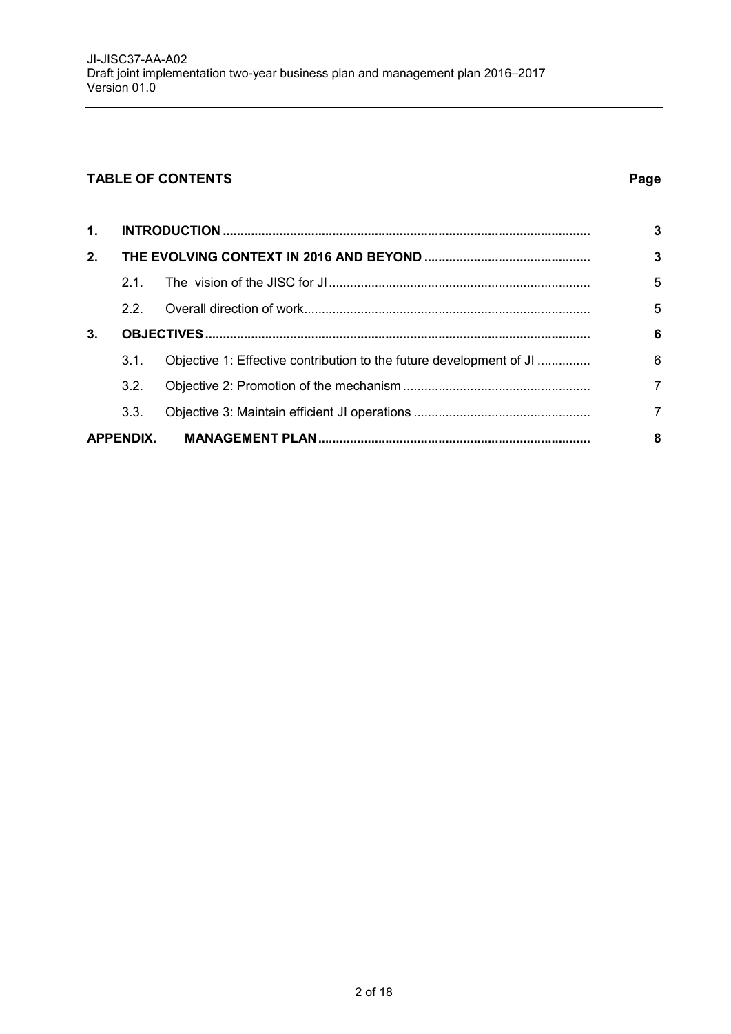## TABLE OF CONTENTS

| | | Page |
|---|---|---|
| **1.** | **INTRODUCTION** | **3** |
| **2.** | **THE EVOLVING CONTEXT IN 2016 AND BEYOND** | **3** |
| 2.1. | The vision of the JISC for JI | 5 |
| 2.2. | Overall direction of work | 5 |
| **3.** | **OBJECTIVES** | **6** |
| 3.1. | Objective 1: Effective contribution to the future development of JI | 6 |
| 3.2. | Objective 2: Promotion of the mechanism | 7 |
| 3.3. | Objective 3: Maintain efficient JI operations | 7 |
| **APPENDIX.** | **MANAGEMENT PLAN** | **8** |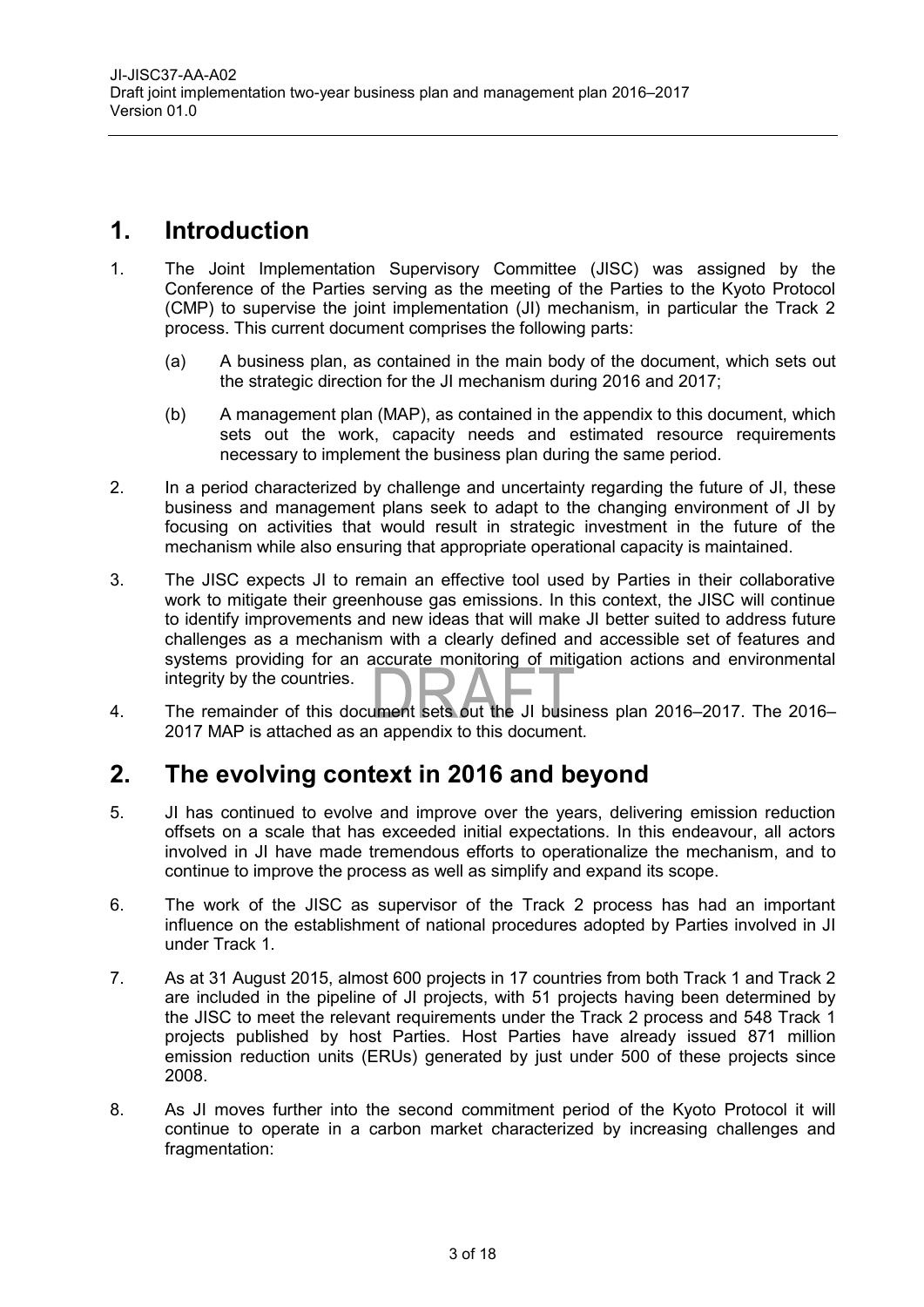# 1. Introduction

1. The Joint Implementation Supervisory Committee (JISC) was assigned by the Conference of the Parties serving as the meeting of the Parties to the Kyoto Protocol (CMP) to supervise the joint implementation (JI) mechanism, in particular the Track 2 process. This current document comprises the following parts:

   (a) A business plan, as contained in the main body of the document, which sets out the strategic direction for the JI mechanism during 2016 and 2017;

   (b) A management plan (MAP), as contained in the appendix to this document, which sets out the work, capacity needs and estimated resource requirements necessary to implement the business plan during the same period.

2. In a period characterized by challenge and uncertainty regarding the future of JI, these business and management plans seek to adapt to the changing environment of JI by focusing on activities that would result in strategic investment in the future of the mechanism while also ensuring that appropriate operational capacity is maintained.

3. The JISC expects JI to remain an effective tool used by Parties in their collaborative work to mitigate their greenhouse gas emissions. In this context, the JISC will continue to identify improvements and new ideas that will make JI better suited to address future challenges as a mechanism with a clearly defined and accessible set of features and systems providing for an accurate monitoring of mitigation actions and environmental integrity by the countries.

4. The remainder of this document sets out the JI business plan 2016–2017. The 2016–2017 MAP is attached as an appendix to this document.

# 2. The evolving context in 2016 and beyond

5. JI has continued to evolve and improve over the years, delivering emission reduction offsets on a scale that has exceeded initial expectations. In this endeavour, all actors involved in JI have made tremendous efforts to operationalize the mechanism, and to continue to improve the process as well as simplify and expand its scope.

6. The work of the JISC as supervisor of the Track 2 process has had an important influence on the establishment of national procedures adopted by Parties involved in JI under Track 1.

7. As at 31 August 2015, almost 600 projects in 17 countries from both Track 1 and Track 2 are included in the pipeline of JI projects, with 51 projects having been determined by the JISC to meet the relevant requirements under the Track 2 process and 548 Track 1 projects published by host Parties. Host Parties have already issued 871 million emission reduction units (ERUs) generated by just under 500 of these projects since 2008.

8. As JI moves further into the second commitment period of the Kyoto Protocol it will continue to operate in a carbon market characterized by increasing challenges and fragmentation: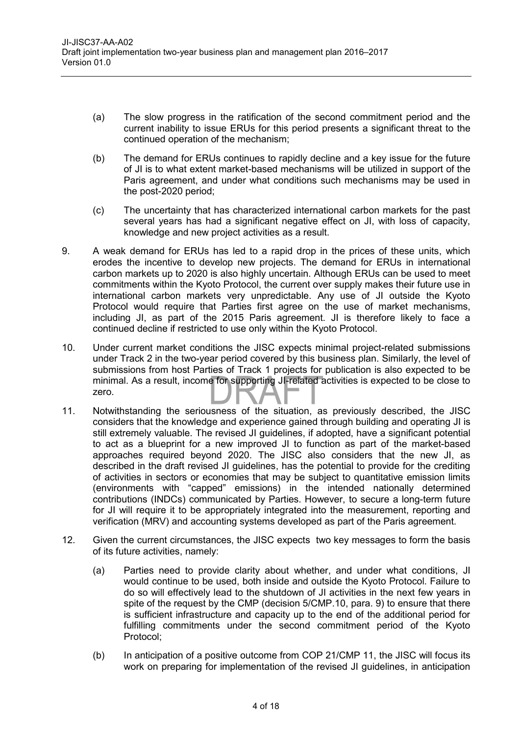(a) The slow progress in the ratification of the second commitment period and the current inability to issue ERUs for this period presents a significant threat to the continued operation of the mechanism;

(b) The demand for ERUs continues to rapidly decline and a key issue for the future of JI is to what extent market-based mechanisms will be utilized in support of the Paris agreement, and under what conditions such mechanisms may be used in the post-2020 period;

(c) The uncertainty that has characterized international carbon markets for the past several years has had a significant negative effect on JI, with loss of capacity, knowledge and new project activities as a result.

9. A weak demand for ERUs has led to a rapid drop in the prices of these units, which erodes the incentive to develop new projects. The demand for ERUs in international carbon markets up to 2020 is also highly uncertain. Although ERUs can be used to meet commitments within the Kyoto Protocol, the current over supply makes their future use in international carbon markets very unpredictable. Any use of JI outside the Kyoto Protocol would require that Parties first agree on the use of market mechanisms, including JI, as part of the 2015 Paris agreement. JI is therefore likely to face a continued decline if restricted to use only within the Kyoto Protocol.

10. Under current market conditions the JISC expects minimal project-related submissions under Track 2 in the two-year period covered by this business plan. Similarly, the level of submissions from host Parties of Track 1 projects for publication is also expected to be minimal. As a result, income for supporting JI-related activities is expected to be close to zero.

11. Notwithstanding the seriousness of the situation, as previously described, the JISC considers that the knowledge and experience gained through building and operating JI is still extremely valuable. The revised JI guidelines, if adopted, have a significant potential to act as a blueprint for a new improved JI to function as part of the market-based approaches required beyond 2020. The JISC also considers that the new JI, as described in the draft revised JI guidelines, has the potential to provide for the crediting of activities in sectors or economies that may be subject to quantitative emission limits (environments with "capped" emissions) in the intended nationally determined contributions (INDCs) communicated by Parties. However, to secure a long-term future for JI will require it to be appropriately integrated into the measurement, reporting and verification (MRV) and accounting systems developed as part of the Paris agreement.

12. Given the current circumstances, the JISC expects two key messages to form the basis of its future activities, namely:

(a) Parties need to provide clarity about whether, and under what conditions, JI would continue to be used, both inside and outside the Kyoto Protocol. Failure to do so will effectively lead to the shutdown of JI activities in the next few years in spite of the request by the CMP (decision 5/CMP.10, para. 9) to ensure that there is sufficient infrastructure and capacity up to the end of the additional period for fulfilling commitments under the second commitment period of the Kyoto Protocol;

(b) In anticipation of a positive outcome from COP 21/CMP 11, the JISC will focus its work on preparing for implementation of the revised JI guidelines, in anticipation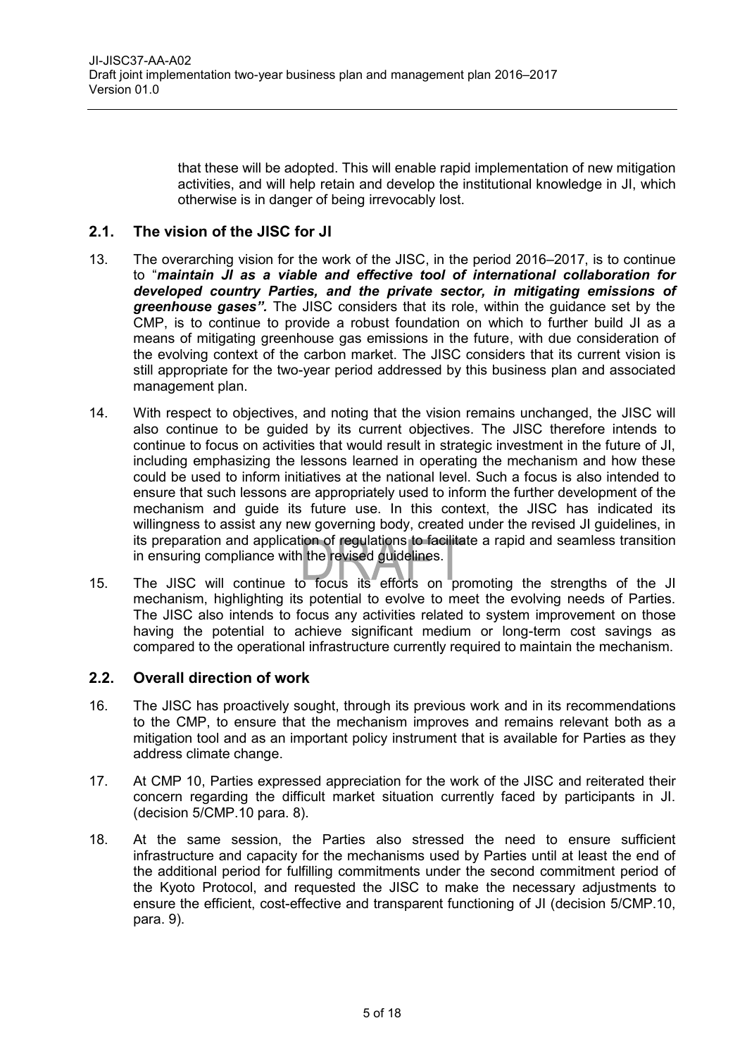that these will be adopted. This will enable rapid implementation of new mitigation activities, and will help retain and develop the institutional knowledge in JI, which otherwise is in danger of being irrevocably lost.

## 2.1. The vision of the JISC for JI

13. The overarching vision for the work of the JISC, in the period 2016–2017, is to continue to "***maintain JI as a viable and effective tool of international collaboration for developed country Parties, and the private sector, in mitigating emissions of greenhouse gases".*** The JISC considers that its role, within the guidance set by the CMP, is to continue to provide a robust foundation on which to further build JI as a means of mitigating greenhouse gas emissions in the future, with due consideration of the evolving context of the carbon market. The JISC considers that its current vision is still appropriate for the two-year period addressed by this business plan and associated management plan.

14. With respect to objectives, and noting that the vision remains unchanged, the JISC will also continue to be guided by its current objectives. The JISC therefore intends to continue to focus on activities that would result in strategic investment in the future of JI, including emphasizing the lessons learned in operating the mechanism and how these could be used to inform initiatives at the national level. Such a focus is also intended to ensure that such lessons are appropriately used to inform the further development of the mechanism and guide its future use. In this context, the JISC has indicated its willingness to assist any new governing body, created under the revised JI guidelines, in its preparation and application of regulations to facilitate a rapid and seamless transition in ensuring compliance with the revised guidelines.

15. The JISC will continue to focus its efforts on promoting the strengths of the JI mechanism, highlighting its potential to evolve to meet the evolving needs of Parties. The JISC also intends to focus any activities related to system improvement on those having the potential to achieve significant medium or long-term cost savings as compared to the operational infrastructure currently required to maintain the mechanism.

## 2.2. Overall direction of work

16. The JISC has proactively sought, through its previous work and in its recommendations to the CMP, to ensure that the mechanism improves and remains relevant both as a mitigation tool and as an important policy instrument that is available for Parties as they address climate change.

17. At CMP 10, Parties expressed appreciation for the work of the JISC and reiterated their concern regarding the difficult market situation currently faced by participants in JI. (decision 5/CMP.10 para. 8).

18. At the same session, the Parties also stressed the need to ensure sufficient infrastructure and capacity for the mechanisms used by Parties until at least the end of the additional period for fulfilling commitments under the second commitment period of the Kyoto Protocol, and requested the JISC to make the necessary adjustments to ensure the efficient, cost-effective and transparent functioning of JI (decision 5/CMP.10, para. 9).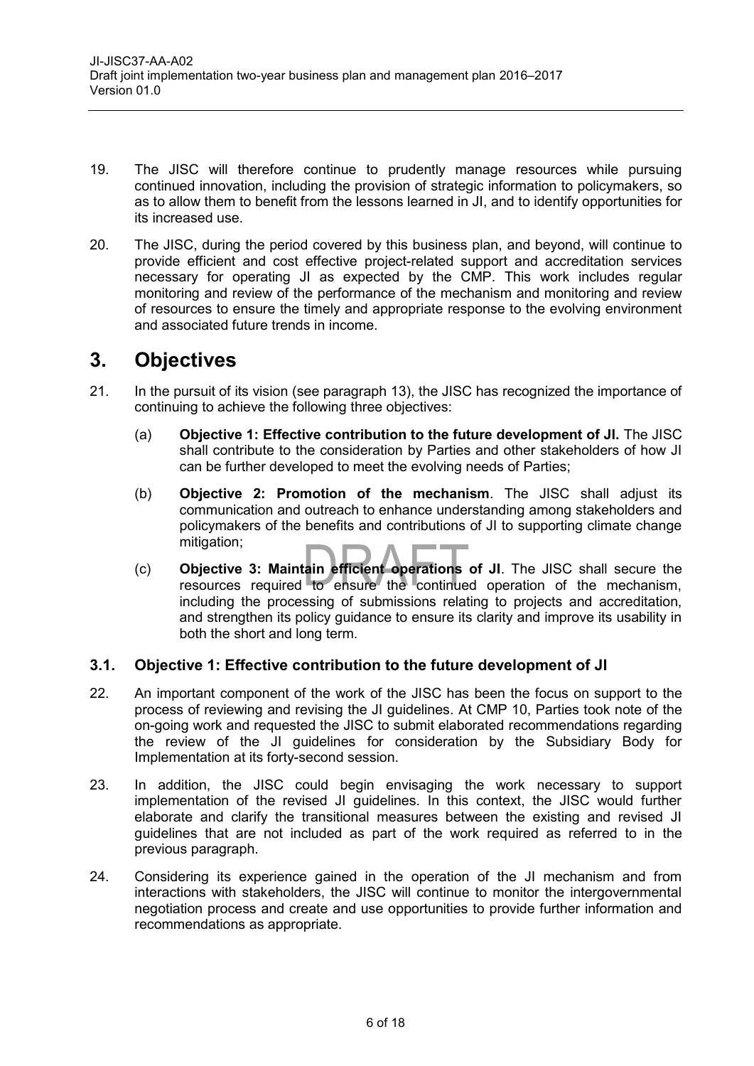19. The JISC will therefore continue to prudently manage resources while pursuing continued innovation, including the provision of strategic information to policymakers, so as to allow them to benefit from the lessons learned in JI, and to identify opportunities for its increased use.

20. The JISC, during the period covered by this business plan, and beyond, will continue to provide efficient and cost effective project-related support and accreditation services necessary for operating JI as expected by the CMP. This work includes regular monitoring and review of the performance of the mechanism and monitoring and review of resources to ensure the timely and appropriate response to the evolving environment and associated future trends in income.

# 3. Objectives

21. In the pursuit of its vision (see paragraph 13), the JISC has recognized the importance of continuing to achieve the following three objectives:

    (a) **Objective 1: Effective contribution to the future development of JI.** The JISC shall contribute to the consideration by Parties and other stakeholders of how JI can be further developed to meet the evolving needs of Parties;

    (b) **Objective 2: Promotion of the mechanism**. The JISC shall adjust its communication and outreach to enhance understanding among stakeholders and policymakers of the benefits and contributions of JI to supporting climate change mitigation;

    (c) **Objective 3: Maintain efficient operations of JI**. The JISC shall secure the resources required to ensure the continued operation of the mechanism, including the processing of submissions relating to projects and accreditation, and strengthen its policy guidance to ensure its clarity and improve its usability in both the short and long term.

## 3.1. Objective 1: Effective contribution to the future development of JI

22. An important component of the work of the JISC has been the focus on support to the process of reviewing and revising the JI guidelines. At CMP 10, Parties took note of the on-going work and requested the JISC to submit elaborated recommendations regarding the review of the JI guidelines for consideration by the Subsidiary Body for Implementation at its forty-second session.

23. In addition, the JISC could begin envisaging the work necessary to support implementation of the revised JI guidelines. In this context, the JISC would further elaborate and clarify the transitional measures between the existing and revised JI guidelines that are not included as part of the work required as referred to in the previous paragraph.

24. Considering its experience gained in the operation of the JI mechanism and from interactions with stakeholders, the JISC will continue to monitor the intergovernmental negotiation process and create and use opportunities to provide further information and recommendations as appropriate.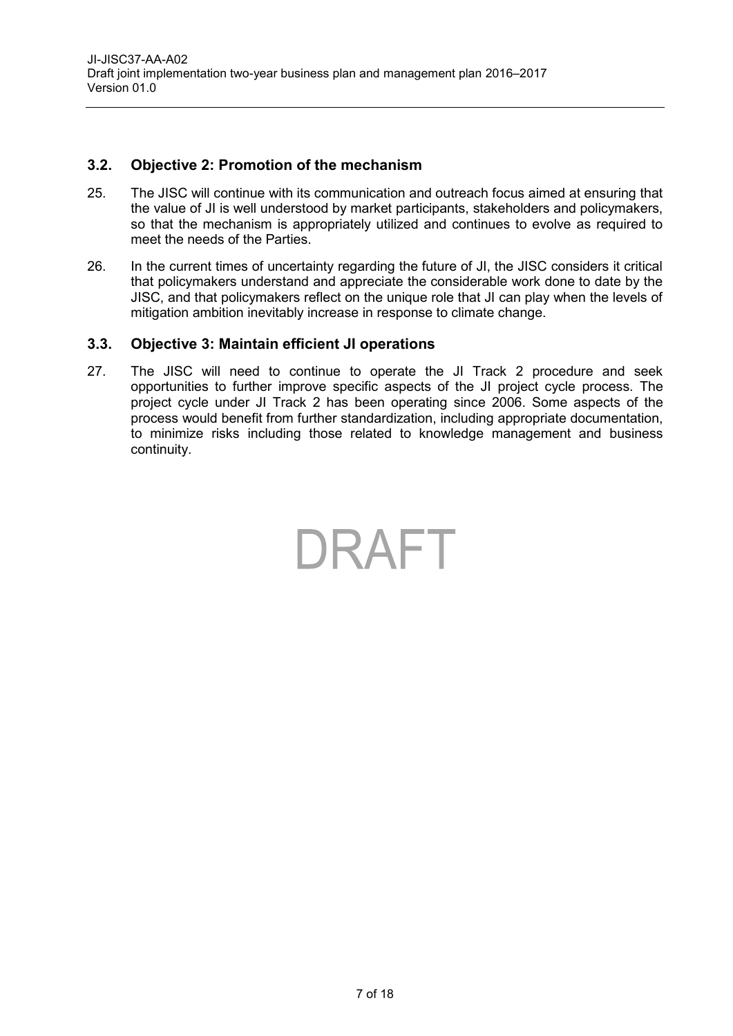### 3.2. Objective 2: Promotion of the mechanism

25. The JISC will continue with its communication and outreach focus aimed at ensuring that the value of JI is well understood by market participants, stakeholders and policymakers, so that the mechanism is appropriately utilized and continues to evolve as required to meet the needs of the Parties.

26. In the current times of uncertainty regarding the future of JI, the JISC considers it critical that policymakers understand and appreciate the considerable work done to date by the JISC, and that policymakers reflect on the unique role that JI can play when the levels of mitigation ambition inevitably increase in response to climate change.

### 3.3. Objective 3: Maintain efficient JI operations

27. The JISC will need to continue to operate the JI Track 2 procedure and seek opportunities to further improve specific aspects of the JI project cycle process. The project cycle under JI Track 2 has been operating since 2006. Some aspects of the process would benefit from further standardization, including appropriate documentation, to minimize risks including those related to knowledge management and business continuity.

DRAFT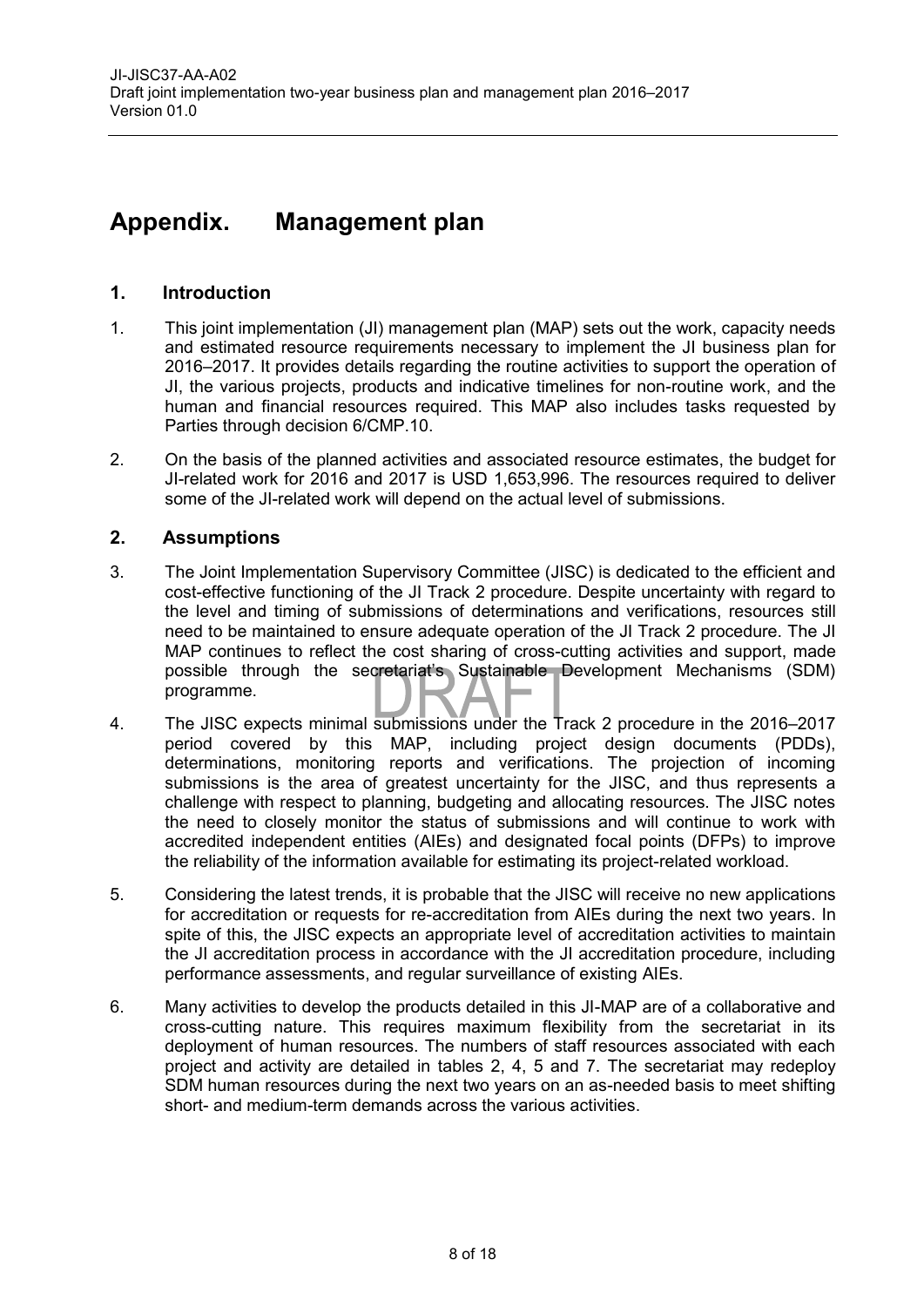# Appendix. Management plan

## 1. Introduction

1. This joint implementation (JI) management plan (MAP) sets out the work, capacity needs and estimated resource requirements necessary to implement the JI business plan for 2016–2017. It provides details regarding the routine activities to support the operation of JI, the various projects, products and indicative timelines for non-routine work, and the human and financial resources required. This MAP also includes tasks requested by Parties through decision 6/CMP.10.

2. On the basis of the planned activities and associated resource estimates, the budget for JI-related work for 2016 and 2017 is USD 1,653,996. The resources required to deliver some of the JI-related work will depend on the actual level of submissions.

## 2. Assumptions

3. The Joint Implementation Supervisory Committee (JISC) is dedicated to the efficient and cost-effective functioning of the JI Track 2 procedure. Despite uncertainty with regard to the level and timing of submissions of determinations and verifications, resources still need to be maintained to ensure adequate operation of the JI Track 2 procedure. The JI MAP continues to reflect the cost sharing of cross-cutting activities and support, made possible through the secretariat's Sustainable Development Mechanisms (SDM) programme.

4. The JISC expects minimal submissions under the Track 2 procedure in the 2016–2017 period covered by this MAP, including project design documents (PDDs), determinations, monitoring reports and verifications. The projection of incoming submissions is the area of greatest uncertainty for the JISC, and thus represents a challenge with respect to planning, budgeting and allocating resources. The JISC notes the need to closely monitor the status of submissions and will continue to work with accredited independent entities (AIEs) and designated focal points (DFPs) to improve the reliability of the information available for estimating its project-related workload.

5. Considering the latest trends, it is probable that the JISC will receive no new applications for accreditation or requests for re-accreditation from AIEs during the next two years. In spite of this, the JISC expects an appropriate level of accreditation activities to maintain the JI accreditation process in accordance with the JI accreditation procedure, including performance assessments, and regular surveillance of existing AIEs.

6. Many activities to develop the products detailed in this JI-MAP are of a collaborative and cross-cutting nature. This requires maximum flexibility from the secretariat in its deployment of human resources. The numbers of staff resources associated with each project and activity are detailed in tables 2, 4, 5 and 7. The secretariat may redeploy SDM human resources during the next two years on an as-needed basis to meet shifting short- and medium-term demands across the various activities.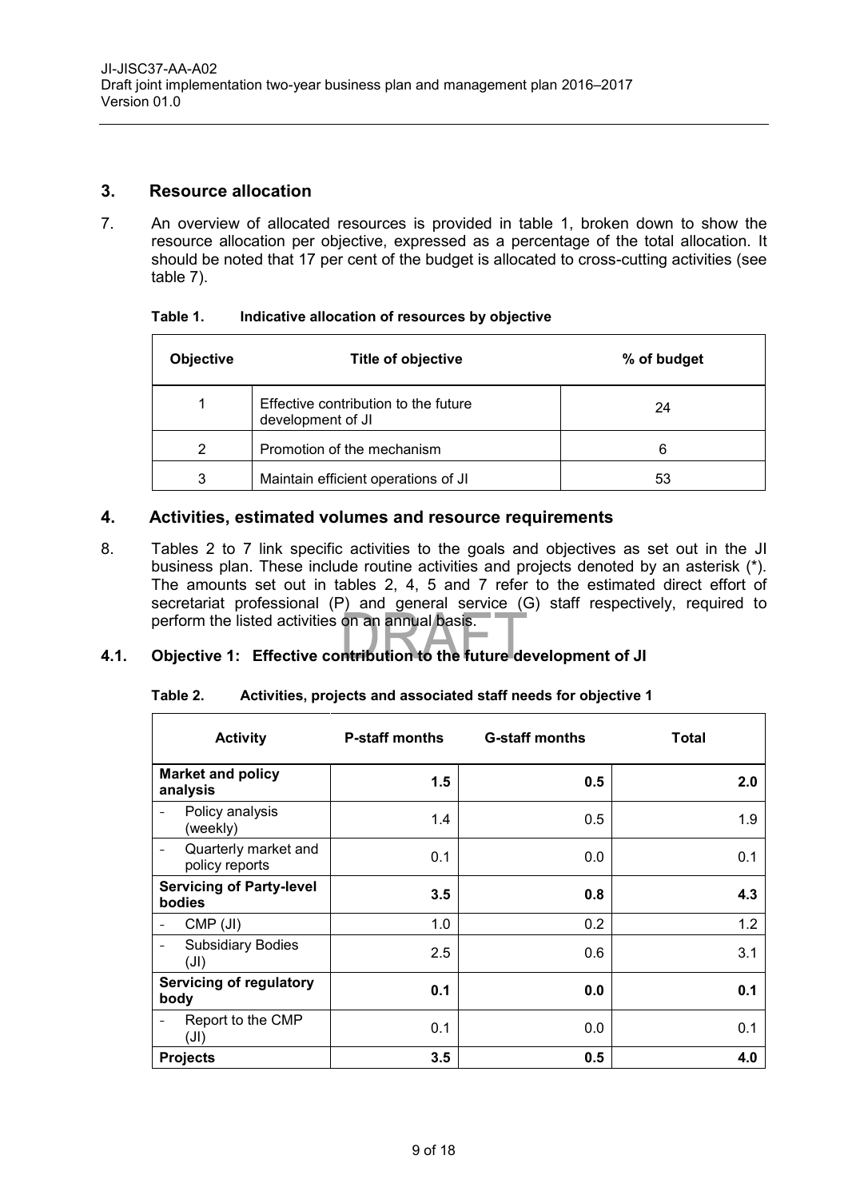## 3. Resource allocation

7. An overview of allocated resources is provided in table 1, broken down to show the resource allocation per objective, expressed as a percentage of the total allocation. It should be noted that 17 per cent of the budget is allocated to cross-cutting activities (see table 7).

**Table 1. Indicative allocation of resources by objective**

| Objective | Title of objective | % of budget |
|---|---|---|
| 1 | Effective contribution to the future development of JI | 24 |
| 2 | Promotion of the mechanism | 6 |
| 3 | Maintain efficient operations of JI | 53 |

## 4. Activities, estimated volumes and resource requirements

8. Tables 2 to 7 link specific activities to the goals and objectives as set out in the JI business plan. These include routine activities and projects denoted by an asterisk (*). The amounts set out in tables 2, 4, 5 and 7 refer to the estimated direct effort of secretariat professional (P) and general service (G) staff respectively, required to perform the listed activities on an annual basis.

### 4.1. Objective 1: Effective contribution to the future development of JI

**Table 2. Activities, projects and associated staff needs for objective 1**

| Activity | P-staff months | G-staff months | Total |
|---|---|---|---|
| **Market and policy analysis** | **1.5** | **0.5** | **2.0** |
| - Policy analysis (weekly) | 1.4 | 0.5 | 1.9 |
| - Quarterly market and policy reports | 0.1 | 0.0 | 0.1 |
| **Servicing of Party-level bodies** | **3.5** | **0.8** | **4.3** |
| - CMP (JI) | 1.0 | 0.2 | 1.2 |
| - Subsidiary Bodies (JI) | 2.5 | 0.6 | 3.1 |
| **Servicing of regulatory body** | **0.1** | **0.0** | **0.1** |
| - Report to the CMP (JI) | 0.1 | 0.0 | 0.1 |
| **Projects** | **3.5** | **0.5** | **4.0** |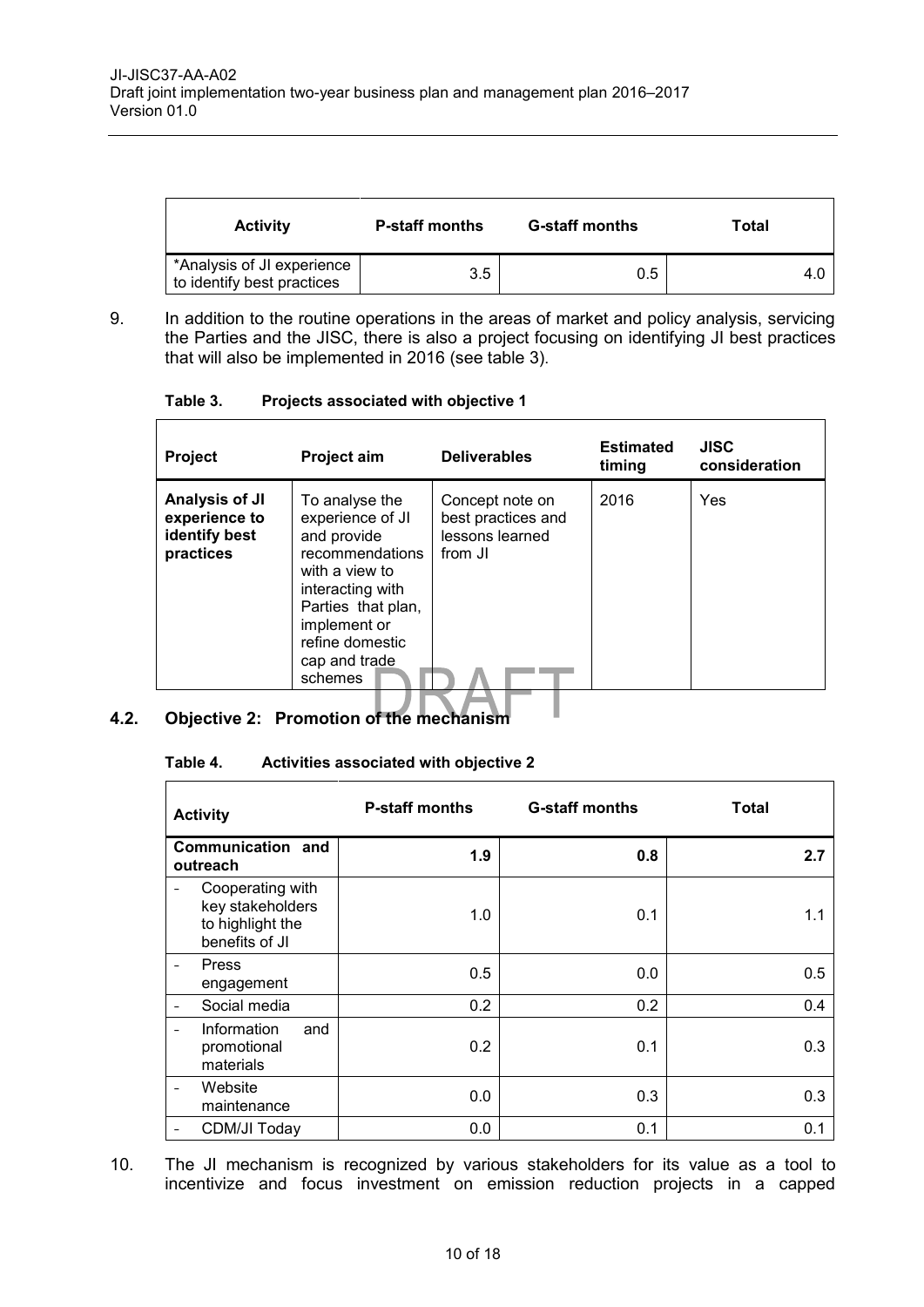| Activity | P-staff months | G-staff months | Total |
|---|---|---|---|
| *Analysis of JI experience to identify best practices | 3.5 | 0.5 | 4.0 |

9. In addition to the routine operations in the areas of market and policy analysis, servicing the Parties and the JISC, there is also a project focusing on identifying JI best practices that will also be implemented in 2016 (see table 3).

**Table 3. Projects associated with objective 1**

| Project | Project aim | Deliverables | Estimated timing | JISC consideration |
|---|---|---|---|---|
| **Analysis of JI experience to identify best practices** | To analyse the experience of JI and provide recommendations with a view to interacting with Parties that plan, implement or refine domestic cap and trade schemes | Concept note on best practices and lessons learned from JI | 2016 | Yes |

## 4.2. Objective 2: Promotion of the mechanism

**Table 4. Activities associated with objective 2**

| Activity | P-staff months | G-staff months | Total |
|---|---|---|---|
| **Communication and outreach** | **1.9** | **0.8** | **2.7** |
| - Cooperating with key stakeholders to highlight the benefits of JI | 1.0 | 0.1 | 1.1 |
| - Press engagement | 0.5 | 0.0 | 0.5 |
| - Social media | 0.2 | 0.2 | 0.4 |
| - Information and promotional materials | 0.2 | 0.1 | 0.3 |
| - Website maintenance | 0.0 | 0.3 | 0.3 |
| - CDM/JI Today | 0.0 | 0.1 | 0.1 |

10. The JI mechanism is recognized by various stakeholders for its value as a tool to incentivize and focus investment on emission reduction projects in a capped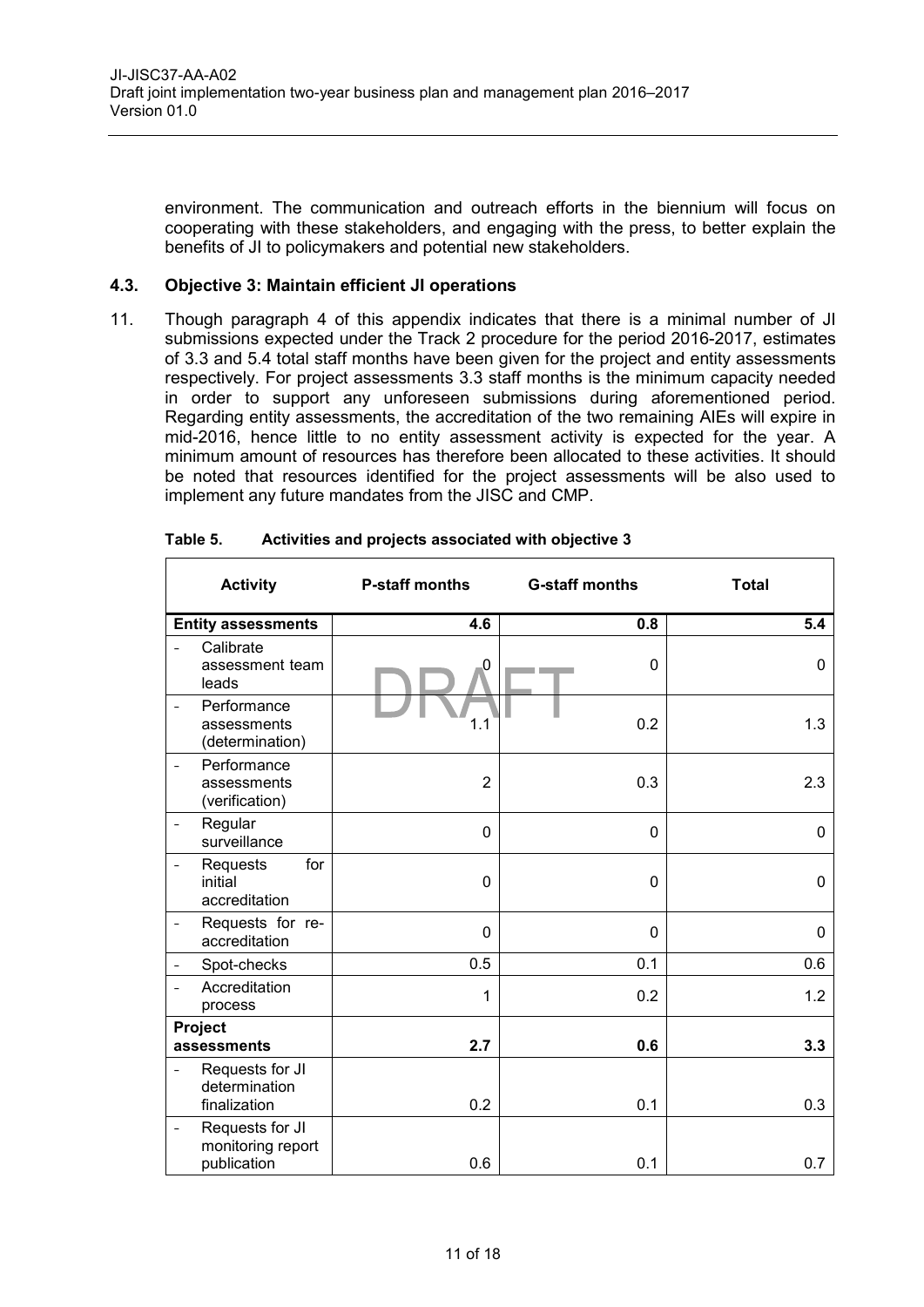environment. The communication and outreach efforts in the biennium will focus on cooperating with these stakeholders, and engaging with the press, to better explain the benefits of JI to policymakers and potential new stakeholders.

### 4.3. Objective 3: Maintain efficient JI operations

11. Though paragraph 4 of this appendix indicates that there is a minimal number of JI submissions expected under the Track 2 procedure for the period 2016-2017, estimates of 3.3 and 5.4 total staff months have been given for the project and entity assessments respectively. For project assessments 3.3 staff months is the minimum capacity needed in order to support any unforeseen submissions during aforementioned period. Regarding entity assessments, the accreditation of the two remaining AIEs will expire in mid-2016, hence little to no entity assessment activity is expected for the year. A minimum amount of resources has therefore been allocated to these activities. It should be noted that resources identified for the project assessments will be also used to implement any future mandates from the JISC and CMP.

**Table 5. Activities and projects associated with objective 3**

| Activity | P-staff months | G-staff months | Total |
|---|---|---|---|
| **Entity assessments** | **4.6** | **0.8** | **5.4** |
| - Calibrate assessment team leads | 0 | 0 | 0 |
| - Performance assessments (determination) | 1.1 | 0.2 | 1.3 |
| - Performance assessments (verification) | 2 | 0.3 | 2.3 |
| - Regular surveillance | 0 | 0 | 0 |
| - Requests for initial accreditation | 0 | 0 | 0 |
| - Requests for re-accreditation | 0 | 0 | 0 |
| - Spot-checks | 0.5 | 0.1 | 0.6 |
| - Accreditation process | 1 | 0.2 | 1.2 |
| **Project assessments** | **2.7** | **0.6** | **3.3** |
| - Requests for JI determination finalization | 0.2 | 0.1 | 0.3 |
| - Requests for JI monitoring report publication | 0.6 | 0.1 | 0.7 |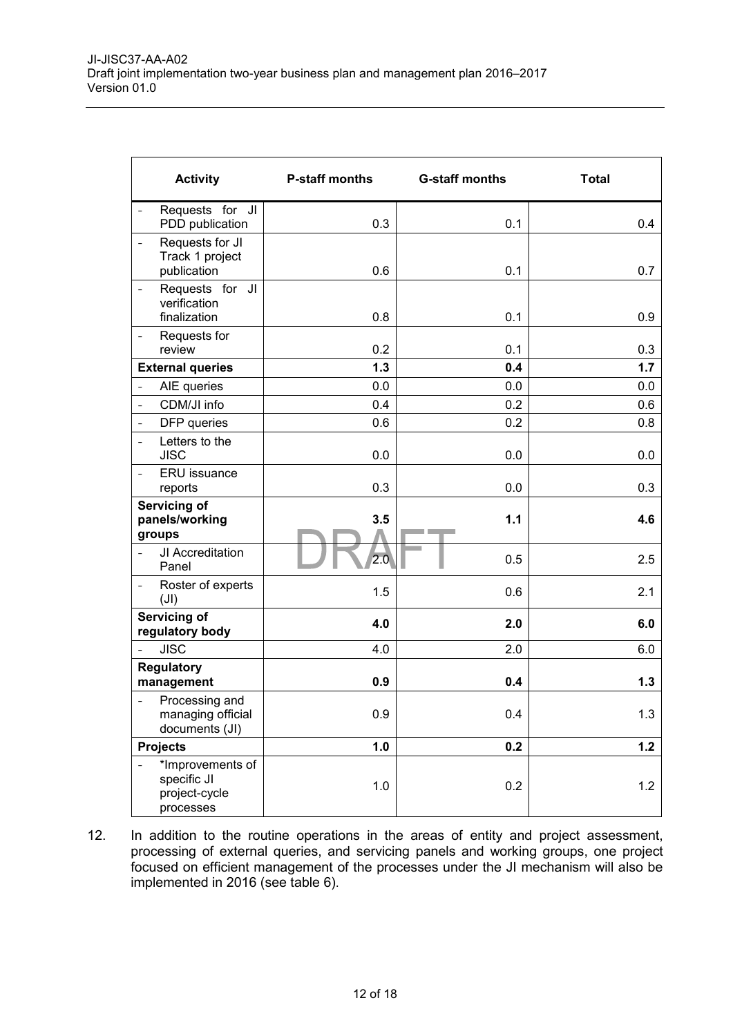| Activity | P-staff months | G-staff months | Total |
|---|---|---|---|
| - Requests for JI PDD publication | 0.3 | 0.1 | 0.4 |
| - Requests for JI Track 1 project publication | 0.6 | 0.1 | 0.7 |
| - Requests for JI verification finalization | 0.8 | 0.1 | 0.9 |
| - Requests for review | 0.2 | 0.1 | 0.3 |
| **External queries** | **1.3** | **0.4** | **1.7** |
| - AIE queries | 0.0 | 0.0 | 0.0 |
| - CDM/JI info | 0.4 | 0.2 | 0.6 |
| - DFP queries | 0.6 | 0.2 | 0.8 |
| - Letters to the JISC | 0.0 | 0.0 | 0.0 |
| - ERU issuance reports | 0.3 | 0.0 | 0.3 |
| **Servicing of panels/working groups** | **3.5** | **1.1** | **4.6** |
| - JI Accreditation Panel | 2.0 | 0.5 | 2.5 |
| - Roster of experts (JI) | 1.5 | 0.6 | 2.1 |
| **Servicing of regulatory body** | **4.0** | **2.0** | **6.0** |
| - JISC | 4.0 | 2.0 | 6.0 |
| **Regulatory management** | **0.9** | **0.4** | **1.3** |
| - Processing and managing official documents (JI) | 0.9 | 0.4 | 1.3 |
| **Projects** | **1.0** | **0.2** | **1.2** |
| - *Improvements of specific JI project-cycle processes | 1.0 | 0.2 | 1.2 |

12. In addition to the routine operations in the areas of entity and project assessment, processing of external queries, and servicing panels and working groups, one project focused on efficient management of the processes under the JI mechanism will also be implemented in 2016 (see table 6).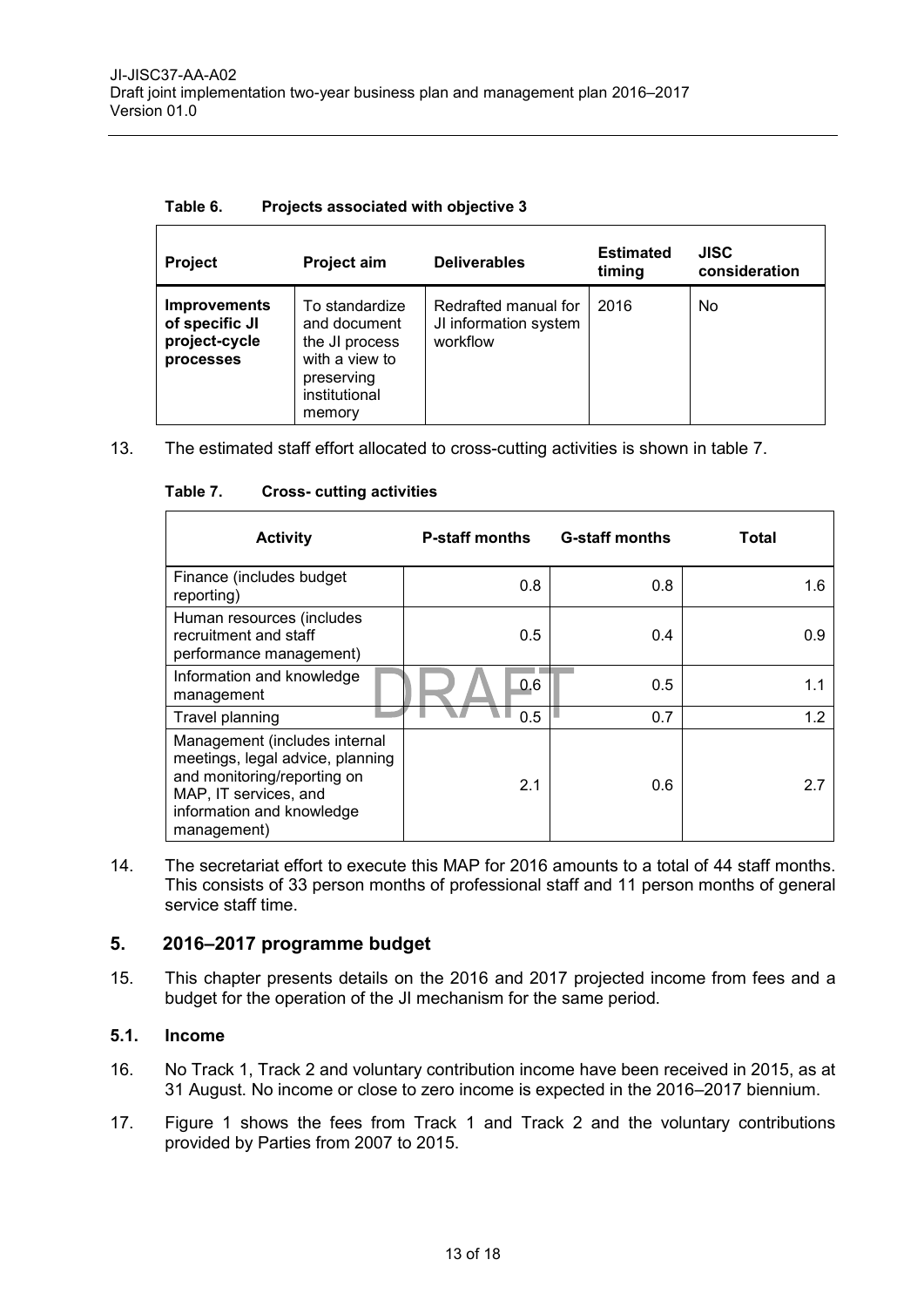**Table 6. Projects associated with objective 3**

| Project | Project aim | Deliverables | Estimated timing | JISC consideration |
|---|---|---|---|---|
| **Improvements of specific JI project-cycle processes** | To standardize and document the JI process with a view to preserving institutional memory | Redrafted manual for JI information system workflow | 2016 | No |

13. The estimated staff effort allocated to cross-cutting activities is shown in table 7.

**Table 7. Cross- cutting activities**

| Activity | P-staff months | G-staff months | Total |
|---|---|---|---|
| Finance (includes budget reporting) | 0.8 | 0.8 | 1.6 |
| Human resources (includes recruitment and staff performance management) | 0.5 | 0.4 | 0.9 |
| Information and knowledge management | 0.6 | 0.5 | 1.1 |
| Travel planning | 0.5 | 0.7 | 1.2 |
| Management (includes internal meetings, legal advice, planning and monitoring/reporting on MAP, IT services, and information and knowledge management) | 2.1 | 0.6 | 2.7 |

14. The secretariat effort to execute this MAP for 2016 amounts to a total of 44 staff months. This consists of 33 person months of professional staff and 11 person months of general service staff time.

## 5. 2016–2017 programme budget

15. This chapter presents details on the 2016 and 2017 projected income from fees and a budget for the operation of the JI mechanism for the same period.

### 5.1. Income

16. No Track 1, Track 2 and voluntary contribution income have been received in 2015, as at 31 August. No income or close to zero income is expected in the 2016–2017 biennium.

17. Figure 1 shows the fees from Track 1 and Track 2 and the voluntary contributions provided by Parties from 2007 to 2015.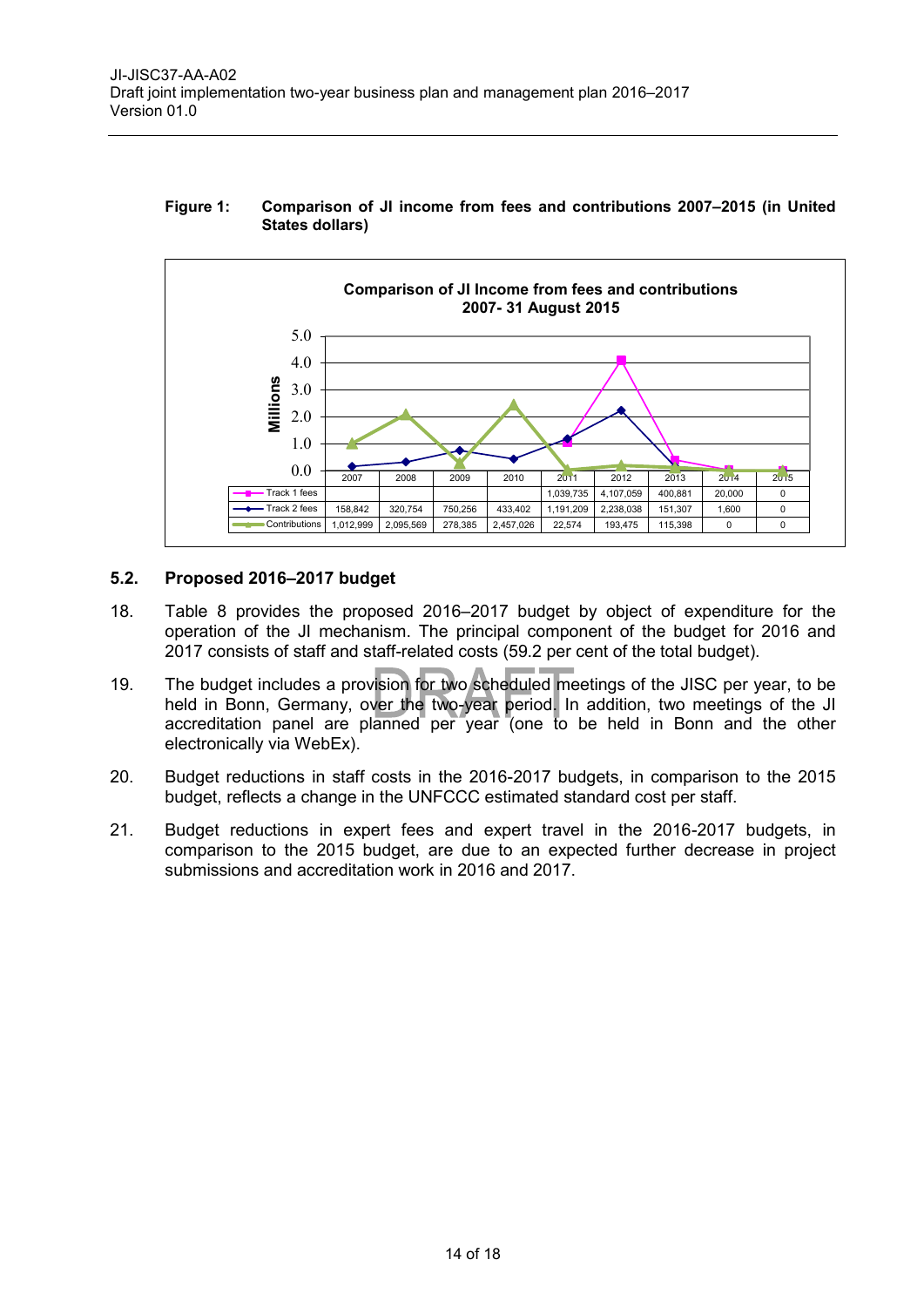**Figure 1: Comparison of JI income from fees and contributions 2007–2015 (in United States dollars)**

Comparison of JI Income from fees and contributions 2007- 31 August 2015

| | 2007 | 2008 | 2009 | 2010 | 2011 | 2012 | 2013 | 2014 | 2015 |
|---|---|---|---|---|---|---|---|---|---|
| Track 1 fees | | | | | 1,039,735 | 4,107,059 | 400,881 | 20,000 | 0 |
| Track 2 fees | 158,842 | 320,754 | 750,256 | 433,402 | 1,191,209 | 2,238,038 | 151,307 | 1,600 | 0 |
| Contributions | 1,012,999 | 2,095,569 | 278,385 | 2,457,026 | 22,574 | 193,475 | 115,398 | 0 | 0 |

## 5.2. Proposed 2016–2017 budget

18. Table 8 provides the proposed 2016–2017 budget by object of expenditure for the operation of the JI mechanism. The principal component of the budget for 2016 and 2017 consists of staff and staff-related costs (59.2 per cent of the total budget).

19. The budget includes a provision for two scheduled meetings of the JISC per year, to be held in Bonn, Germany, over the two-year period. In addition, two meetings of the JI accreditation panel are planned per year (one to be held in Bonn and the other electronically via WebEx).

20. Budget reductions in staff costs in the 2016-2017 budgets, in comparison to the 2015 budget, reflects a change in the UNFCCC estimated standard cost per staff.

21. Budget reductions in expert fees and expert travel in the 2016-2017 budgets, in comparison to the 2015 budget, are due to an expected further decrease in project submissions and accreditation work in 2016 and 2017.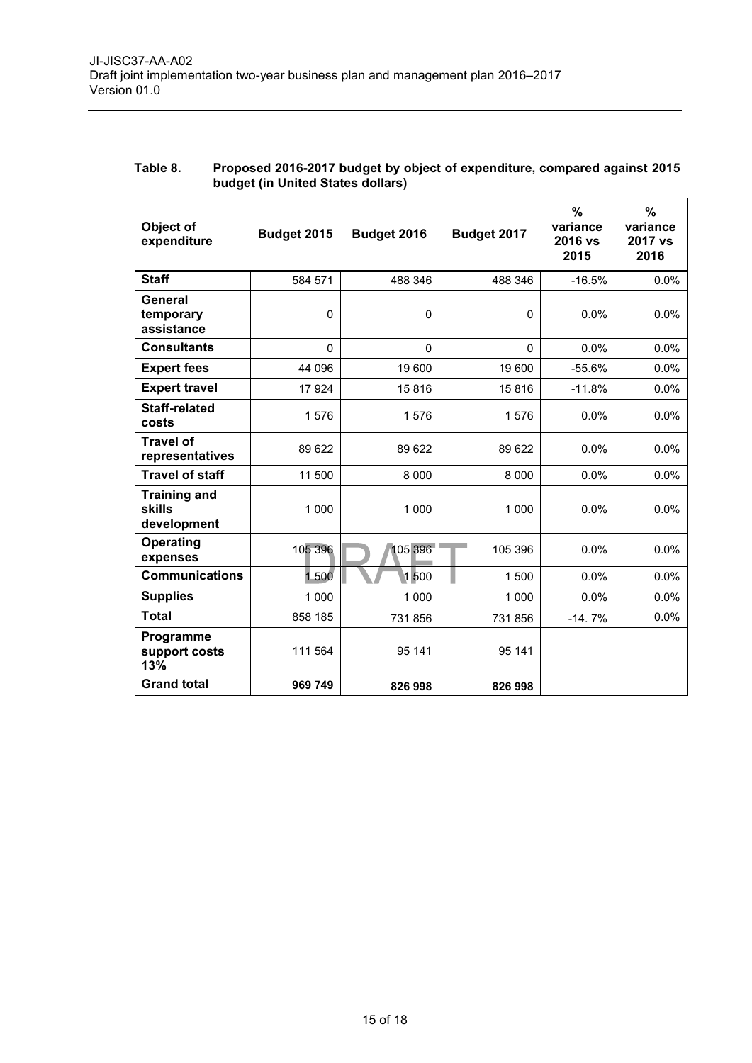**Table 8. Proposed 2016-2017 budget by object of expenditure, compared against 2015 budget (in United States dollars)**

| Object of expenditure | Budget 2015 | Budget 2016 | Budget 2017 | % variance 2016 vs 2015 | % variance 2017 vs 2016 |
|---|---|---|---|---|---|
| **Staff** | 584 571 | 488 346 | 488 346 | -16.5% | 0.0% |
| **General temporary assistance** | 0 | 0 | 0 | 0.0% | 0.0% |
| **Consultants** | 0 | 0 | 0 | 0.0% | 0.0% |
| **Expert fees** | 44 096 | 19 600 | 19 600 | -55.6% | 0.0% |
| **Expert travel** | 17 924 | 15 816 | 15 816 | -11.8% | 0.0% |
| **Staff-related costs** | 1 576 | 1 576 | 1 576 | 0.0% | 0.0% |
| **Travel of representatives** | 89 622 | 89 622 | 89 622 | 0.0% | 0.0% |
| **Travel of staff** | 11 500 | 8 000 | 8 000 | 0.0% | 0.0% |
| **Training and skills development** | 1 000 | 1 000 | 1 000 | 0.0% | 0.0% |
| **Operating expenses** | 105 396 | 105 396 | 105 396 | 0.0% | 0.0% |
| **Communications** | 1 500 | 1 500 | 1 500 | 0.0% | 0.0% |
| **Supplies** | 1 000 | 1 000 | 1 000 | 0.0% | 0.0% |
| **Total** | 858 185 | 731 856 | 731 856 | -14. 7% | 0.0% |
| **Programme support costs 13%** | 111 564 | 95 141 | 95 141 | | |
| **Grand total** | **969 749** | **826 998** | **826 998** | | |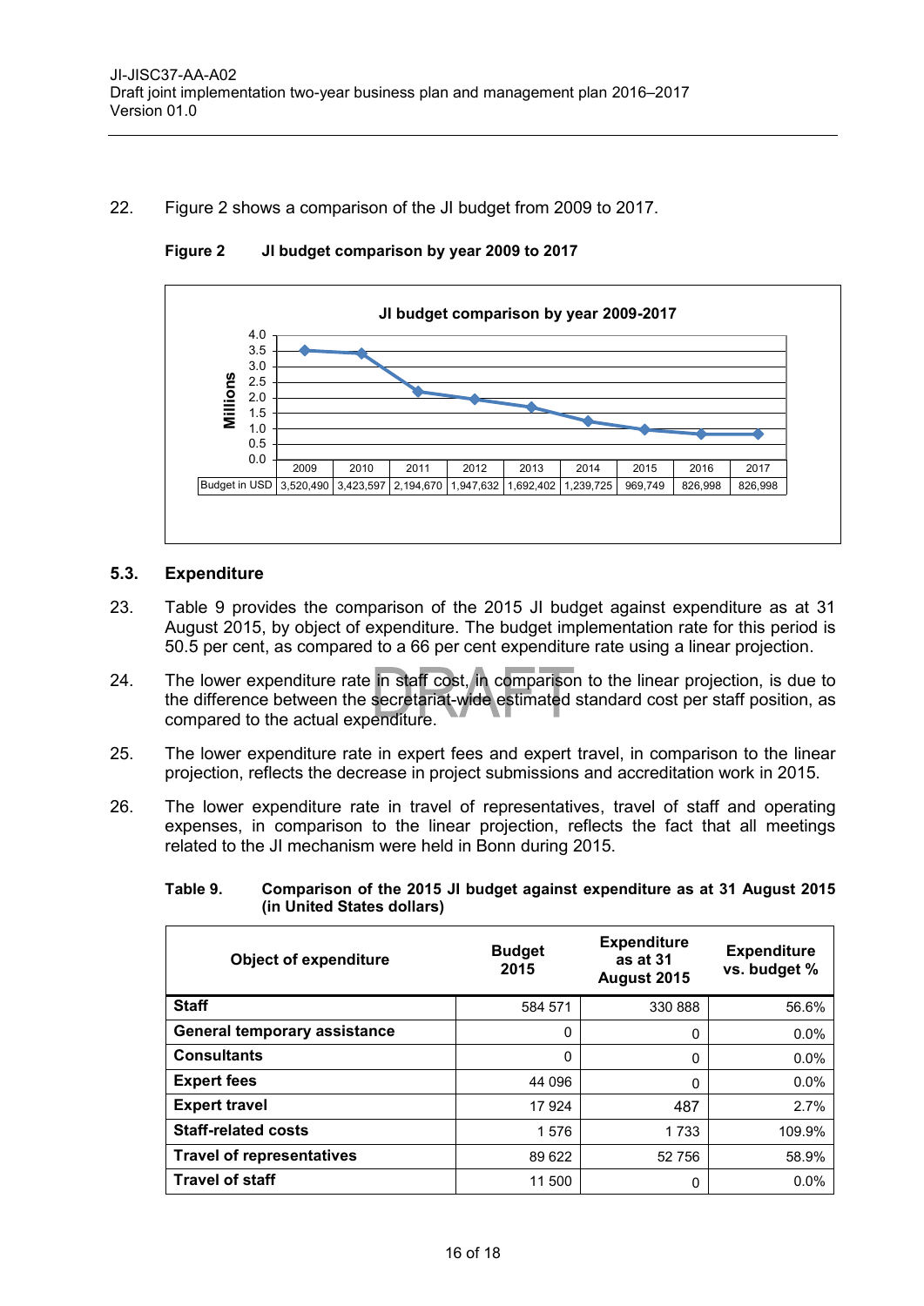22. Figure 2 shows a comparison of the JI budget from 2009 to 2017.

**Figure 2 JI budget comparison by year 2009 to 2017**

JI budget comparison by year 2009-2017

| | 2009 | 2010 | 2011 | 2012 | 2013 | 2014 | 2015 | 2016 | 2017 |
|---|---|---|---|---|---|---|---|---|---|
| Budget in USD | 3,520,490 | 3,423,597 | 2,194,670 | 1,947,632 | 1,692,402 | 1,239,725 | 969,749 | 826,998 | 826,998 |

## 5.3. Expenditure

23. Table 9 provides the comparison of the 2015 JI budget against expenditure as at 31 August 2015, by object of expenditure. The budget implementation rate for this period is 50.5 per cent, as compared to a 66 per cent expenditure rate using a linear projection.

24. The lower expenditure rate in staff cost, in comparison to the linear projection, is due to the difference between the secretariat-wide estimated standard cost per staff position, as compared to the actual expenditure.

25. The lower expenditure rate in expert fees and expert travel, in comparison to the linear projection, reflects the decrease in project submissions and accreditation work in 2015.

26. The lower expenditure rate in travel of representatives, travel of staff and operating expenses, in comparison to the linear projection, reflects the fact that all meetings related to the JI mechanism were held in Bonn during 2015.

**Table 9. Comparison of the 2015 JI budget against expenditure as at 31 August 2015 (in United States dollars)**

| Object of expenditure | Budget 2015 | Expenditure as at 31 August 2015 | Expenditure vs. budget % |
|---|---|---|---|
| **Staff** | 584 571 | 330 888 | 56.6% |
| **General temporary assistance** | 0 | 0 | 0.0% |
| **Consultants** | 0 | 0 | 0.0% |
| **Expert fees** | 44 096 | 0 | 0.0% |
| **Expert travel** | 17 924 | 487 | 2.7% |
| **Staff-related costs** | 1 576 | 1 733 | 109.9% |
| **Travel of representatives** | 89 622 | 52 756 | 58.9% |
| **Travel of staff** | 11 500 | 0 | 0.0% |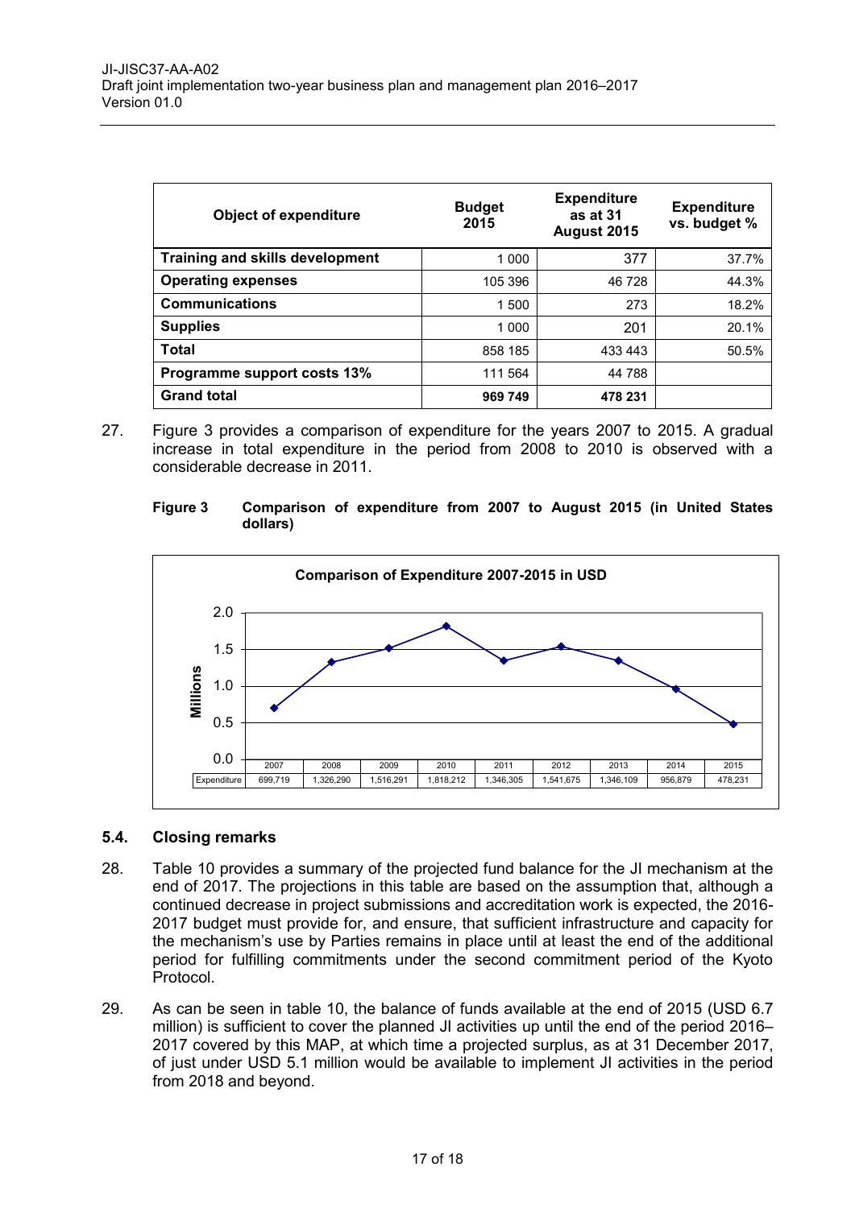| Object of expenditure | Budget 2015 | Expenditure as at 31 August 2015 | Expenditure vs. budget % |
|---|---|---|---|
| **Training and skills development** | 1 000 | 377 | 37.7% |
| **Operating expenses** | 105 396 | 46 728 | 44.3% |
| **Communications** | 1 500 | 273 | 18.2% |
| **Supplies** | 1 000 | 201 | 20.1% |
| **Total** | 858 185 | 433 443 | 50.5% |
| **Programme support costs 13%** | 111 564 | 44 788 | |
| **Grand total** | **969 749** | **478 231** | |

27. Figure 3 provides a comparison of expenditure for the years 2007 to 2015. A gradual increase in total expenditure in the period from 2008 to 2010 is observed with a considerable decrease in 2011.

**Figure 3 Comparison of expenditure from 2007 to August 2015 (in United States dollars)**

Comparison of Expenditure 2007-2015 in USD

| | 2007 | 2008 | 2009 | 2010 | 2011 | 2012 | 2013 | 2014 | 2015 |
|---|---|---|---|---|---|---|---|---|---|
| Expenditure | 699,719 | 1,326,290 | 1,516,291 | 1,818,212 | 1,346,305 | 1,541,675 | 1,346,109 | 956,879 | 478,231 |

## 5.4. Closing remarks

28. Table 10 provides a summary of the projected fund balance for the JI mechanism at the end of 2017. The projections in this table are based on the assumption that, although a continued decrease in project submissions and accreditation work is expected, the 2016-2017 budget must provide for, and ensure, that sufficient infrastructure and capacity for the mechanism's use by Parties remains in place until at least the end of the additional period for fulfilling commitments under the second commitment period of the Kyoto Protocol.

29. As can be seen in table 10, the balance of funds available at the end of 2015 (USD 6.7 million) is sufficient to cover the planned JI activities up until the end of the period 2016–2017 covered by this MAP, at which time a projected surplus, as at 31 December 2017, of just under USD 5.1 million would be available to implement JI activities in the period from 2018 and beyond.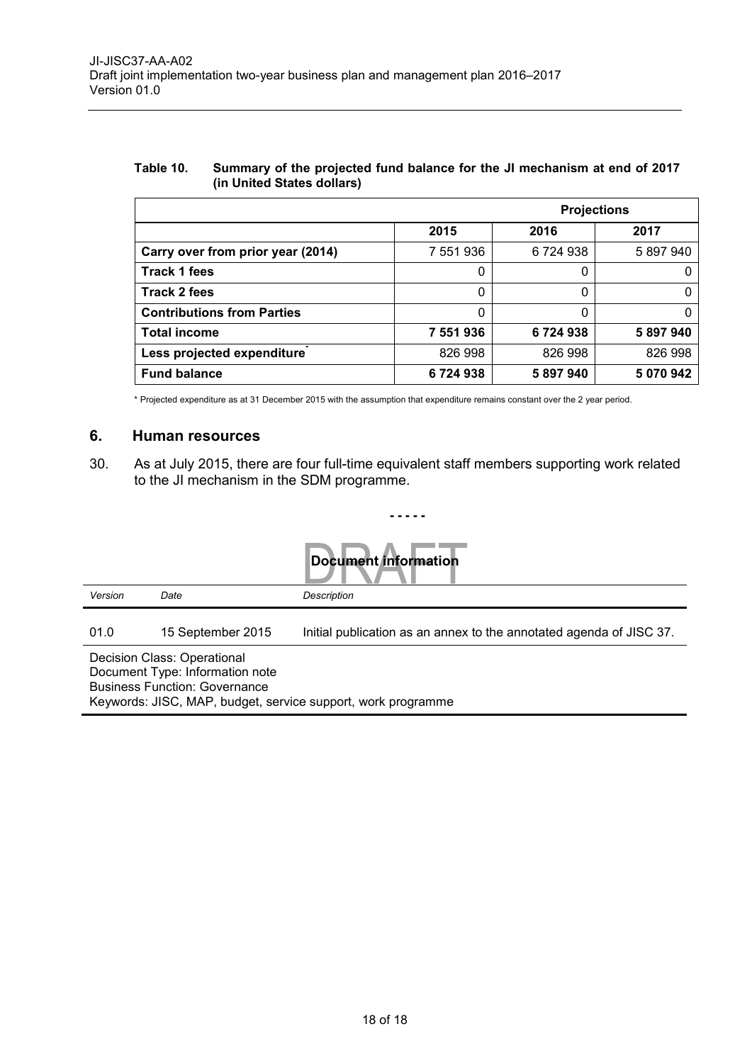**Table 10. Summary of the projected fund balance for the JI mechanism at end of 2017 (in United States dollars)**

| | Projections | | |
|---|---|---|---|
| | 2015 | 2016 | 2017 |
| **Carry over from prior year (2014)** | 7 551 936 | 6 724 938 | 5 897 940 |
| **Track 1 fees** | 0 | 0 | 0 |
| **Track 2 fees** | 0 | 0 | 0 |
| **Contributions from Parties** | 0 | 0 | 0 |
| **Total income** | **7 551 936** | **6 724 938** | **5 897 940** |
| **Less projected expenditure*** | 826 998 | 826 998 | 826 998 |
| **Fund balance** | **6 724 938** | **5 897 940** | **5 070 942** |

\* Projected expenditure as at 31 December 2015 with the assumption that expenditure remains constant over the 2 year period.

## 6. Human resources

30. As at July 2015, there are four full-time equivalent staff members supporting work related to the JI mechanism in the SDM programme.

- - - - -

DRAFT

**Document information**

| *Version* | *Date* | *Description* |
|---|---|---|
| 01.0 | 15 September 2015 | Initial publication as an annex to the annotated agenda of JISC 37. |

Decision Class: Operational
Document Type: Information note
Business Function: Governance
Keywords: JISC, MAP, budget, service support, work programme